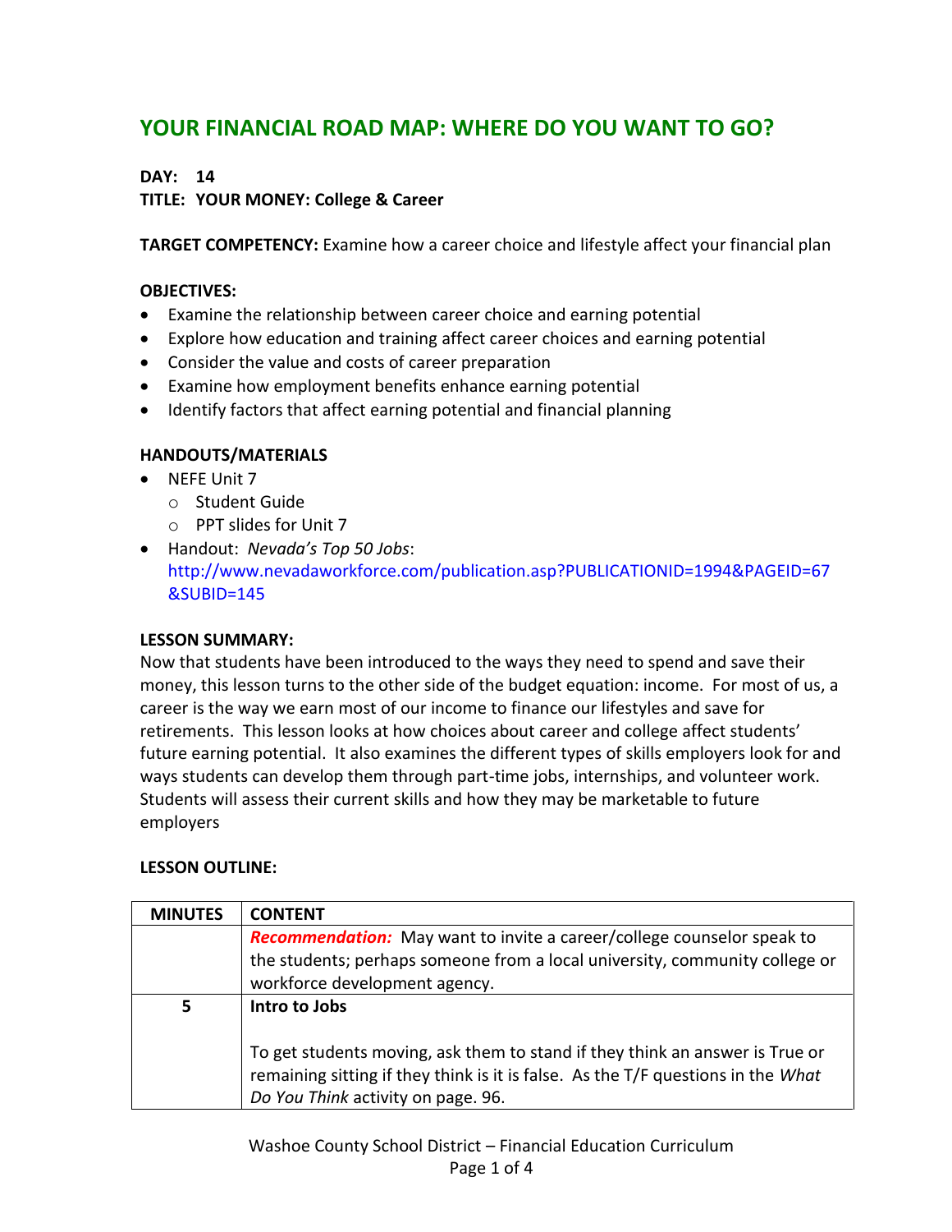# YOUR FINANCIAL ROAD MAP: WHERE DO YOU WANT TO GO?

**DAY: 14**
**TITLE: YOUR MONEY: College & Career**

**TARGET COMPETENCY:** Examine how a career choice and lifestyle affect your financial plan

**OBJECTIVES:**

- Examine the relationship between career choice and earning potential
- Explore how education and training affect career choices and earning potential
- Consider the value and costs of career preparation
- Examine how employment benefits enhance earning potential
- Identify factors that affect earning potential and financial planning

**HANDOUTS/MATERIALS**

- NEFE Unit 7
  - Student Guide
  - PPT slides for Unit 7
- Handout: *Nevada's Top 50 Jobs*: http://www.nevadaworkforce.com/publication.asp?PUBLICATIONID=1994&PAGEID=67&SUBID=145

**LESSON SUMMARY:**
Now that students have been introduced to the ways they need to spend and save their money, this lesson turns to the other side of the budget equation: income. For most of us, a career is the way we earn most of our income to finance our lifestyles and save for retirements. This lesson looks at how choices about career and college affect students' future earning potential. It also examines the different types of skills employers look for and ways students can develop them through part-time jobs, internships, and volunteer work. Students will assess their current skills and how they may be marketable to future employers

**LESSON OUTLINE:**

| MINUTES | CONTENT |
|---|---|
| | ***Recommendation:*** May want to invite a career/college counselor speak to the students; perhaps someone from a local university, community college or workforce development agency. |
| 5 | **Intro to Jobs**<br><br>To get students moving, ask them to stand if they think an answer is True or remaining sitting if they think is it is false. As the T/F questions in the *What Do You Think* activity on page. 96. |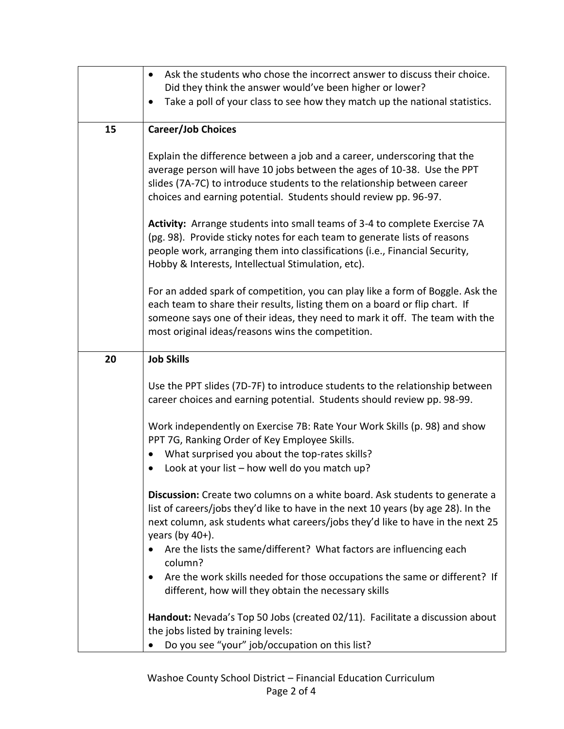| | |
|---|---|
| | • Ask the students who chose the incorrect answer to discuss their choice. Did they think the answer would've been higher or lower?<br>• Take a poll of your class to see how they match up the national statistics. |
| 15 | **Career/Job Choices**<br><br>Explain the difference between a job and a career, underscoring that the average person will have 10 jobs between the ages of 10-38. Use the PPT slides (7A-7C) to introduce students to the relationship between career choices and earning potential. Students should review pp. 96-97.<br><br>**Activity:** Arrange students into small teams of 3-4 to complete Exercise 7A (pg. 98). Provide sticky notes for each team to generate lists of reasons people work, arranging them into classifications (i.e., Financial Security, Hobby & Interests, Intellectual Stimulation, etc).<br><br>For an added spark of competition, you can play like a form of Boggle. Ask the each team to share their results, listing them on a board or flip chart. If someone says one of their ideas, they need to mark it off. The team with the most original ideas/reasons wins the competition. |
| 20 | **Job Skills**<br><br>Use the PPT slides (7D-7F) to introduce students to the relationship between career choices and earning potential. Students should review pp. 98-99.<br><br>Work independently on Exercise 7B: Rate Your Work Skills (p. 98) and show PPT 7G, Ranking Order of Key Employee Skills.<br>• What surprised you about the top-rates skills?<br>• Look at your list – how well do you match up?<br><br>**Discussion:** Create two columns on a white board. Ask students to generate a list of careers/jobs they'd like to have in the next 10 years (by age 28). In the next column, ask students what careers/jobs they'd like to have in the next 25 years (by 40+).<br>• Are the lists the same/different? What factors are influencing each column?<br>• Are the work skills needed for those occupations the same or different? If different, how will they obtain the necessary skills<br><br>**Handout:** Nevada's Top 50 Jobs (created 02/11). Facilitate a discussion about the jobs listed by training levels:<br>• Do you see "your" job/occupation on this list? |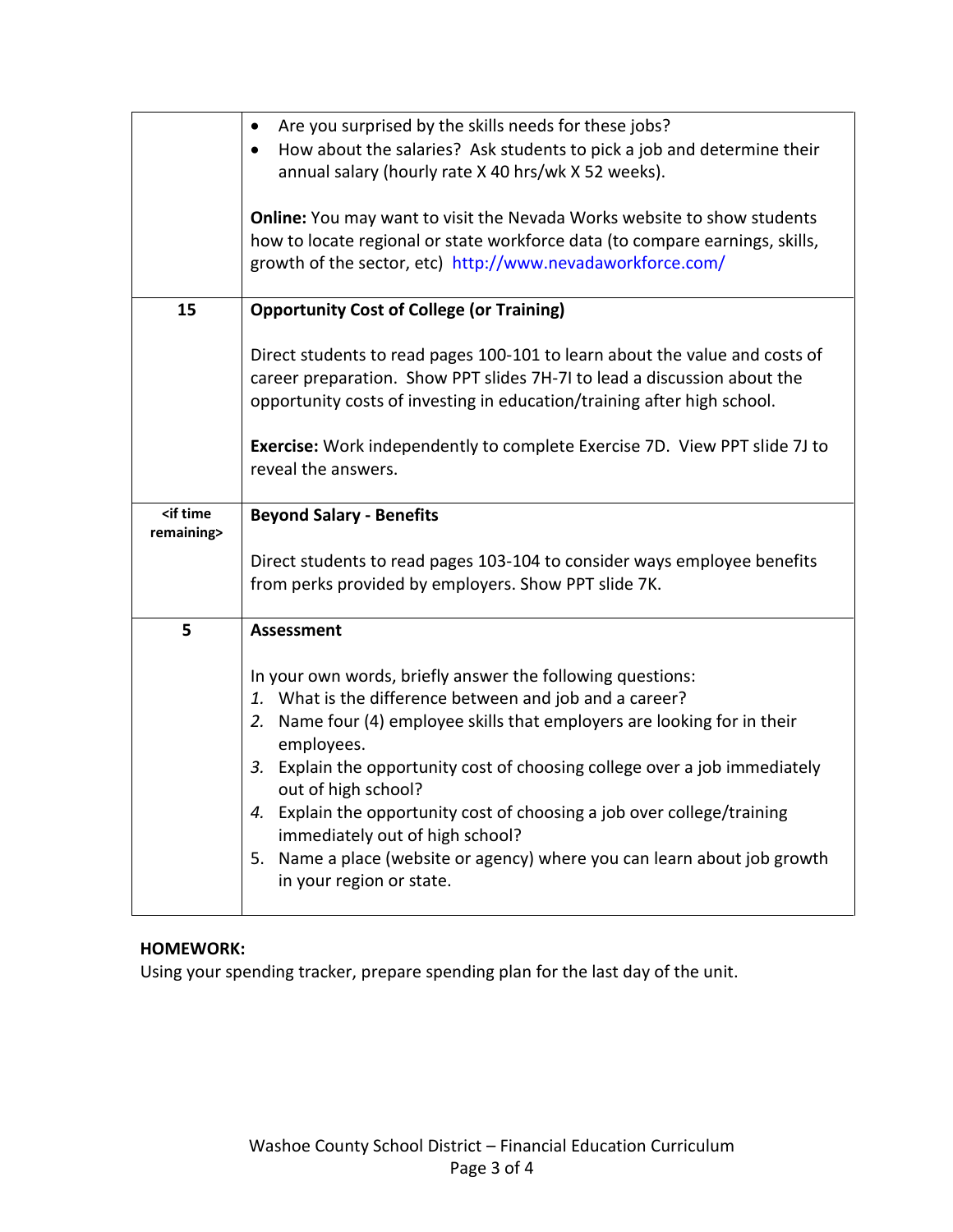| | |
|---|---|
| | • Are you surprised by the skills needs for these jobs?<br>• How about the salaries? Ask students to pick a job and determine their annual salary (hourly rate X 40 hrs/wk X 52 weeks).<br><br>**Online:** You may want to visit the Nevada Works website to show students how to locate regional or state workforce data (to compare earnings, skills, growth of the sector, etc) http://www.nevadaworkforce.com/ |
| **15** | **Opportunity Cost of College (or Training)**<br><br>Direct students to read pages 100-101 to learn about the value and costs of career preparation. Show PPT slides 7H-7I to lead a discussion about the opportunity costs of investing in education/training after high school.<br><br>**Exercise:** Work independently to complete Exercise 7D. View PPT slide 7J to reveal the answers. |
| **<if time remaining>** | **Beyond Salary - Benefits**<br><br>Direct students to read pages 103-104 to consider ways employee benefits from perks provided by employers. Show PPT slide 7K. |
| **5** | **Assessment**<br><br>In your own words, briefly answer the following questions:<br>1. What is the difference between and job and a career?<br>2. Name four (4) employee skills that employers are looking for in their employees.<br>3. Explain the opportunity cost of choosing college over a job immediately out of high school?<br>4. Explain the opportunity cost of choosing a job over college/training immediately out of high school?<br>5. Name a place (website or agency) where you can learn about job growth in your region or state. |

**HOMEWORK:**
Using your spending tracker, prepare spending plan for the last day of the unit.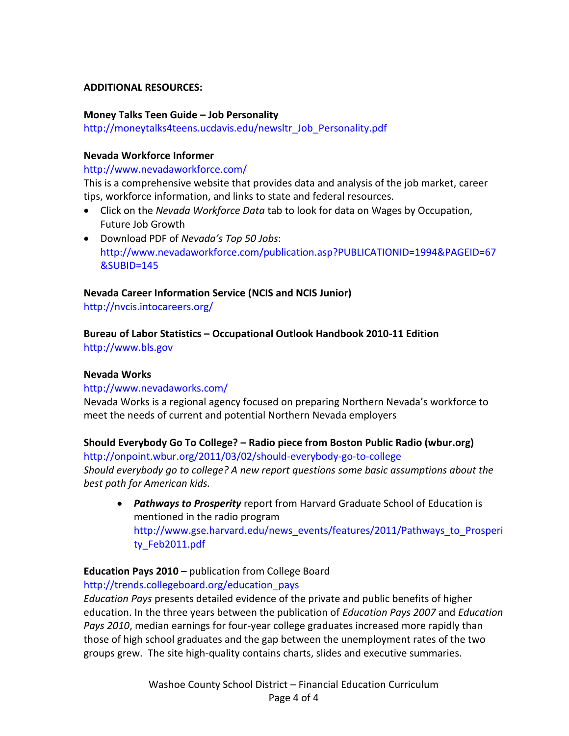**ADDITIONAL RESOURCES:**

**Money Talks Teen Guide – Job Personality**
http://moneytalks4teens.ucdavis.edu/newsltr_Job_Personality.pdf

**Nevada Workforce Informer**
http://www.nevadaworkforce.com/
This is a comprehensive website that provides data and analysis of the job market, career tips, workforce information, and links to state and federal resources.

- Click on the *Nevada Workforce Data* tab to look for data on Wages by Occupation, Future Job Growth
- Download PDF of *Nevada's Top 50 Jobs*: http://www.nevadaworkforce.com/publication.asp?PUBLICATIONID=1994&PAGEID=67&SUBID=145

**Nevada Career Information Service (NCIS and NCIS Junior)**
http://nvcis.intocareers.org/

**Bureau of Labor Statistics – Occupational Outlook Handbook 2010-11 Edition**
http://www.bls.gov

**Nevada Works**
http://www.nevadaworks.com/
Nevada Works is a regional agency focused on preparing Northern Nevada's workforce to meet the needs of current and potential Northern Nevada employers

**Should Everybody Go To College? – Radio piece from Boston Public Radio (wbur.org)**
http://onpoint.wbur.org/2011/03/02/should-everybody-go-to-college
*Should everybody go to college? A new report questions some basic assumptions about the best path for American kids.*

- ***Pathways to Prosperity*** report from Harvard Graduate School of Education is mentioned in the radio program http://www.gse.harvard.edu/news_events/features/2011/Pathways_to_Prosperity_Feb2011.pdf

**Education Pays 2010** – publication from College Board
http://trends.collegeboard.org/education_pays
*Education Pays* presents detailed evidence of the private and public benefits of higher education. In the three years between the publication of *Education Pays 2007* and *Education Pays 2010*, median earnings for four-year college graduates increased more rapidly than those of high school graduates and the gap between the unemployment rates of the two groups grew. The site high-quality contains charts, slides and executive summaries.

Washoe County School District – Financial Education Curriculum